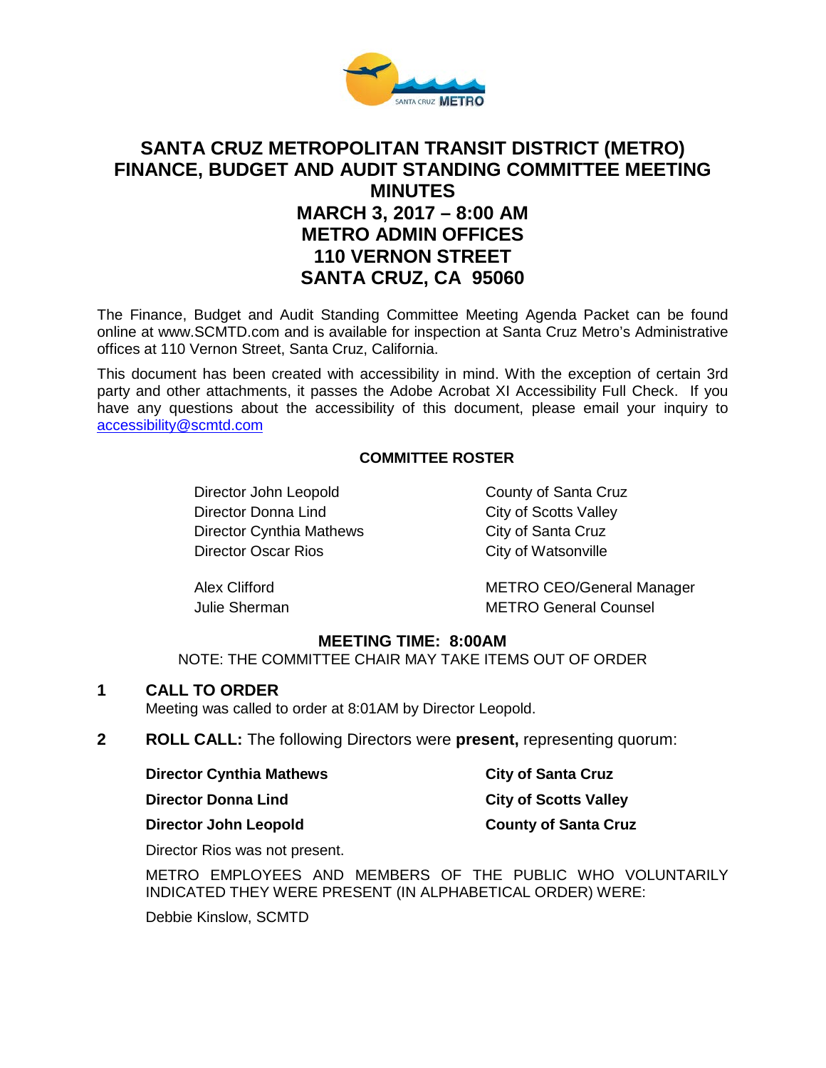# SANTA CRUZ METROPOLITAN TRANSIT DISTRICT (METRO) FINANCE, BUDGET AND AUDIT STANDING COMMITTEE MEETING MINUTES

## MARCH 3, 2017 – 8:00 AM
## METRO ADMIN OFFICES
## 110 VERNON STREET
## SANTA CRUZ, CA 95060

The Finance, Budget and Audit Standing Committee Meeting Agenda Packet can be found online at www.SCMTD.com and is available for inspection at Santa Cruz Metro's Administrative offices at 110 Vernon Street, Santa Cruz, California.

This document has been created with accessibility in mind. With the exception of certain 3rd party and other attachments, it passes the Adobe Acrobat XI Accessibility Full Check. If you have any questions about the accessibility of this document, please email your inquiry to accessibility@scmtd.com

**COMMITTEE ROSTER**

| | |
|---|---|
| Director John Leopold | County of Santa Cruz |
| Director Donna Lind | City of Scotts Valley |
| Director Cynthia Mathews | City of Santa Cruz |
| Director Oscar Rios | City of Watsonville |
| Alex Clifford | METRO CEO/General Manager |
| Julie Sherman | METRO General Counsel |

**MEETING TIME: 8:00AM**

NOTE: THE COMMITTEE CHAIR MAY TAKE ITEMS OUT OF ORDER

**1 CALL TO ORDER**

Meeting was called to order at 8:01AM by Director Leopold.

**2 ROLL CALL:** The following Directors were **present,** representing quorum:

| | |
|---|---|
| **Director Cynthia Mathews** | **City of Santa Cruz** |
| **Director Donna Lind** | **City of Scotts Valley** |
| **Director John Leopold** | **County of Santa Cruz** |

Director Rios was not present.

METRO EMPLOYEES AND MEMBERS OF THE PUBLIC WHO VOLUNTARILY INDICATED THEY WERE PRESENT (IN ALPHABETICAL ORDER) WERE:

Debbie Kinslow, SCMTD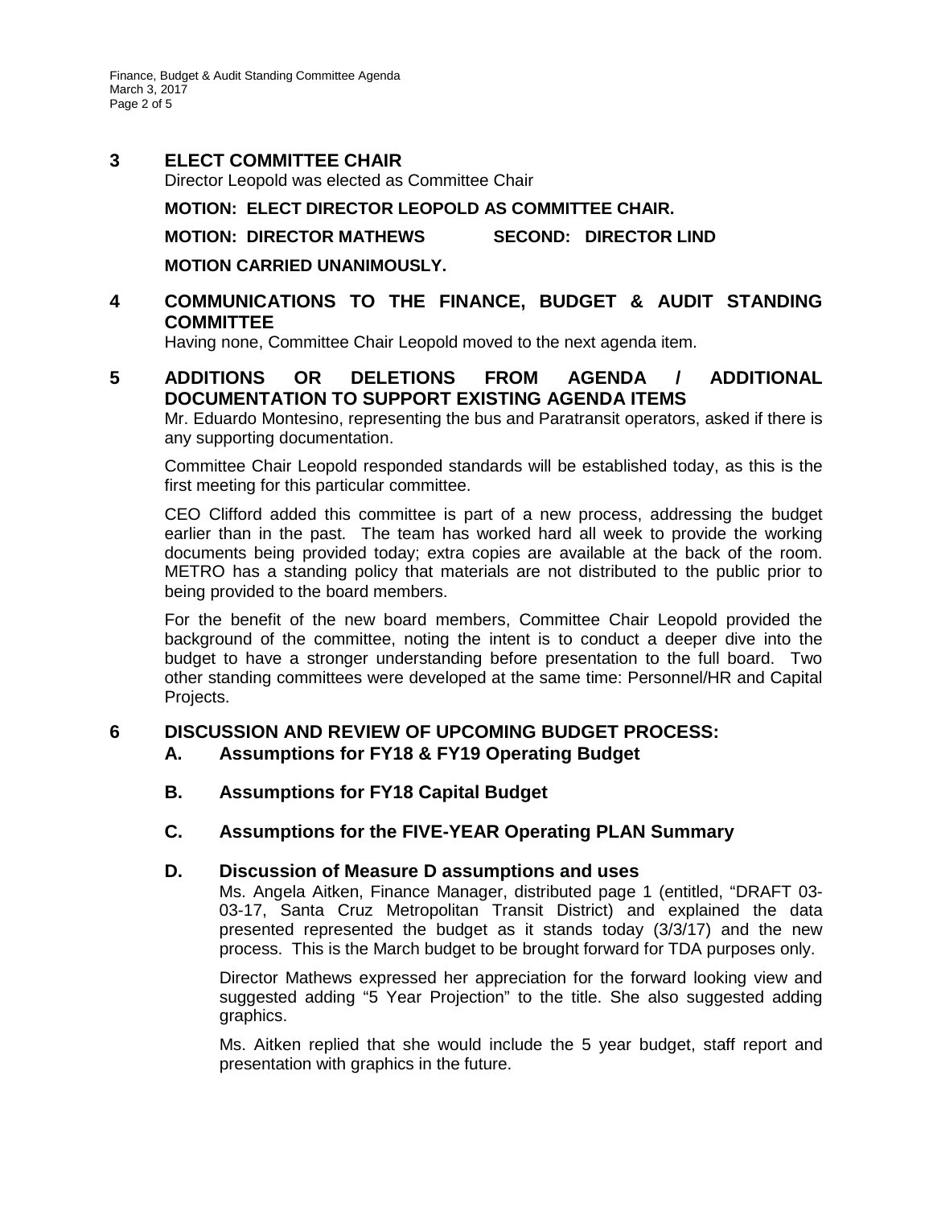## 3 ELECT COMMITTEE CHAIR

Director Leopold was elected as Committee Chair

**MOTION: ELECT DIRECTOR LEOPOLD AS COMMITTEE CHAIR.**

**MOTION: DIRECTOR MATHEWS SECOND: DIRECTOR LIND**

**MOTION CARRIED UNANIMOUSLY.**

## 4 COMMUNICATIONS TO THE FINANCE, BUDGET & AUDIT STANDING COMMITTEE

Having none, Committee Chair Leopold moved to the next agenda item.

## 5 ADDITIONS OR DELETIONS FROM AGENDA / ADDITIONAL DOCUMENTATION TO SUPPORT EXISTING AGENDA ITEMS

Mr. Eduardo Montesino, representing the bus and Paratransit operators, asked if there is any supporting documentation.

Committee Chair Leopold responded standards will be established today, as this is the first meeting for this particular committee.

CEO Clifford added this committee is part of a new process, addressing the budget earlier than in the past. The team has worked hard all week to provide the working documents being provided today; extra copies are available at the back of the room. METRO has a standing policy that materials are not distributed to the public prior to being provided to the board members.

For the benefit of the new board members, Committee Chair Leopold provided the background of the committee, noting the intent is to conduct a deeper dive into the budget to have a stronger understanding before presentation to the full board. Two other standing committees were developed at the same time: Personnel/HR and Capital Projects.

## 6 DISCUSSION AND REVIEW OF UPCOMING BUDGET PROCESS:

### A. Assumptions for FY18 & FY19 Operating Budget

### B. Assumptions for FY18 Capital Budget

### C. Assumptions for the FIVE-YEAR Operating PLAN Summary

### D. Discussion of Measure D assumptions and uses

Ms. Angela Aitken, Finance Manager, distributed page 1 (entitled, "DRAFT 03-03-17, Santa Cruz Metropolitan Transit District) and explained the data presented represented the budget as it stands today (3/3/17) and the new process. This is the March budget to be brought forward for TDA purposes only.

Director Mathews expressed her appreciation for the forward looking view and suggested adding "5 Year Projection" to the title. She also suggested adding graphics.

Ms. Aitken replied that she would include the 5 year budget, staff report and presentation with graphics in the future.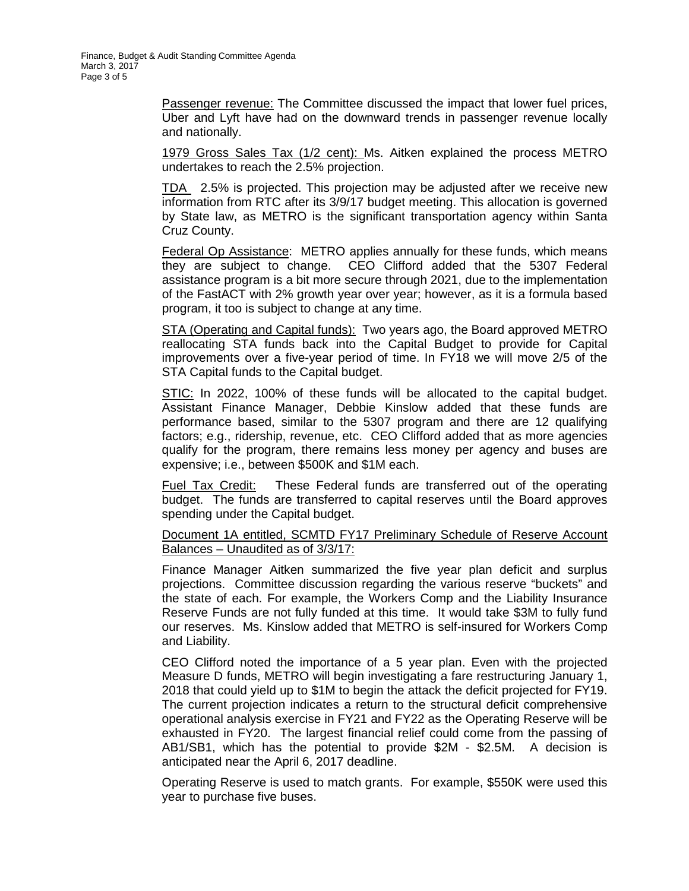<u>Passenger revenue:</u> The Committee discussed the impact that lower fuel prices, Uber and Lyft have had on the downward trends in passenger revenue locally and nationally.

<u>1979 Gross Sales Tax (1/2 cent):</u> Ms. Aitken explained the process METRO undertakes to reach the 2.5% projection.

<u>TDA</u> 2.5% is projected. This projection may be adjusted after we receive new information from RTC after its 3/9/17 budget meeting. This allocation is governed by State law, as METRO is the significant transportation agency within Santa Cruz County.

<u>Federal Op Assistance</u>: METRO applies annually for these funds, which means they are subject to change. CEO Clifford added that the 5307 Federal assistance program is a bit more secure through 2021, due to the implementation of the FastACT with 2% growth year over year; however, as it is a formula based program, it too is subject to change at any time.

<u>STA (Operating and Capital funds):</u> Two years ago, the Board approved METRO reallocating STA funds back into the Capital Budget to provide for Capital improvements over a five-year period of time. In FY18 we will move 2/5 of the STA Capital funds to the Capital budget.

<u>STIC:</u> In 2022, 100% of these funds will be allocated to the capital budget. Assistant Finance Manager, Debbie Kinslow added that these funds are performance based, similar to the 5307 program and there are 12 qualifying factors; e.g., ridership, revenue, etc. CEO Clifford added that as more agencies qualify for the program, there remains less money per agency and buses are expensive; i.e., between $500K and $1M each.

<u>Fuel Tax Credit:</u> These Federal funds are transferred out of the operating budget. The funds are transferred to capital reserves until the Board approves spending under the Capital budget.

<u>Document 1A entitled, SCMTD FY17 Preliminary Schedule of Reserve Account Balances – Unaudited as of 3/3/17:</u>

Finance Manager Aitken summarized the five year plan deficit and surplus projections. Committee discussion regarding the various reserve "buckets" and the state of each. For example, the Workers Comp and the Liability Insurance Reserve Funds are not fully funded at this time. It would take $3M to fully fund our reserves. Ms. Kinslow added that METRO is self-insured for Workers Comp and Liability.

CEO Clifford noted the importance of a 5 year plan. Even with the projected Measure D funds, METRO will begin investigating a fare restructuring January 1, 2018 that could yield up to $1M to begin the attack the deficit projected for FY19. The current projection indicates a return to the structural deficit comprehensive operational analysis exercise in FY21 and FY22 as the Operating Reserve will be exhausted in FY20. The largest financial relief could come from the passing of AB1/SB1, which has the potential to provide $2M - $2.5M. A decision is anticipated near the April 6, 2017 deadline.

Operating Reserve is used to match grants. For example, $550K were used this year to purchase five buses.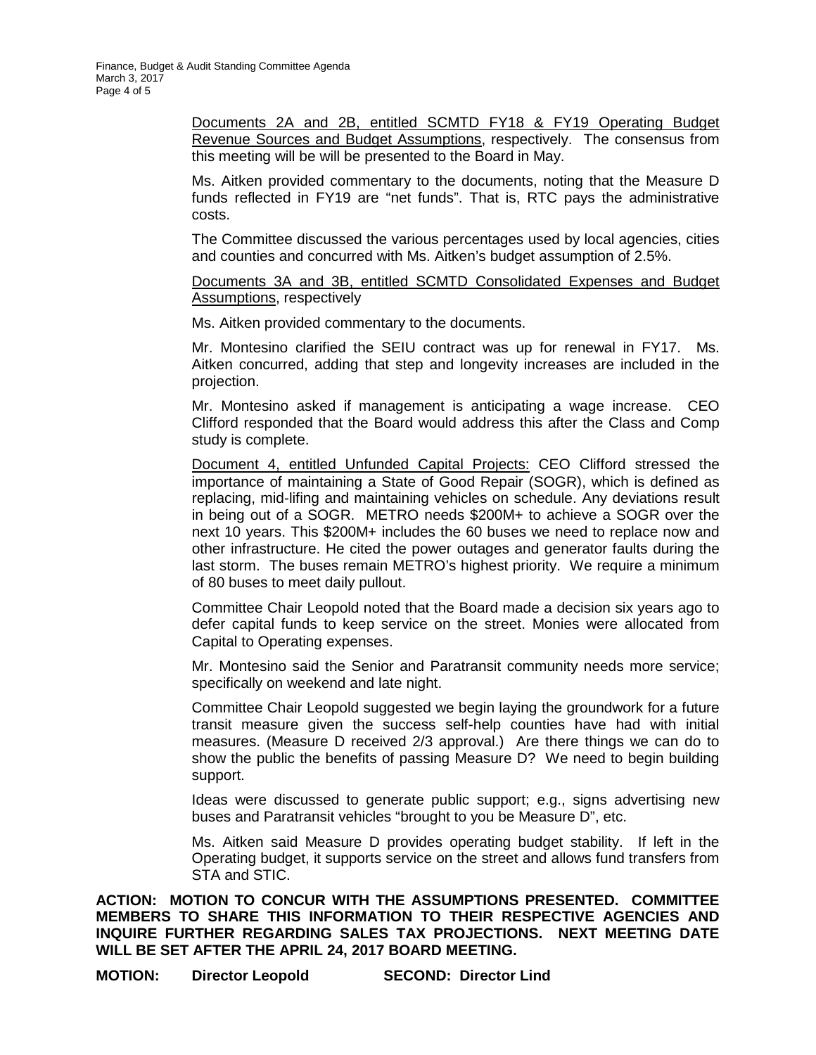Documents 2A and 2B, entitled SCMTD FY18 & FY19 Operating Budget Revenue Sources and Budget Assumptions, respectively. The consensus from this meeting will be will be presented to the Board in May.

Ms. Aitken provided commentary to the documents, noting that the Measure D funds reflected in FY19 are "net funds". That is, RTC pays the administrative costs.

The Committee discussed the various percentages used by local agencies, cities and counties and concurred with Ms. Aitken's budget assumption of 2.5%.

Documents 3A and 3B, entitled SCMTD Consolidated Expenses and Budget Assumptions, respectively

Ms. Aitken provided commentary to the documents.

Mr. Montesino clarified the SEIU contract was up for renewal in FY17. Ms. Aitken concurred, adding that step and longevity increases are included in the projection.

Mr. Montesino asked if management is anticipating a wage increase. CEO Clifford responded that the Board would address this after the Class and Comp study is complete.

Document 4, entitled Unfunded Capital Projects: CEO Clifford stressed the importance of maintaining a State of Good Repair (SOGR), which is defined as replacing, mid-lifing and maintaining vehicles on schedule. Any deviations result in being out of a SOGR. METRO needs $200M+ to achieve a SOGR over the next 10 years. This $200M+ includes the 60 buses we need to replace now and other infrastructure. He cited the power outages and generator faults during the last storm. The buses remain METRO's highest priority. We require a minimum of 80 buses to meet daily pullout.

Committee Chair Leopold noted that the Board made a decision six years ago to defer capital funds to keep service on the street. Monies were allocated from Capital to Operating expenses.

Mr. Montesino said the Senior and Paratransit community needs more service; specifically on weekend and late night.

Committee Chair Leopold suggested we begin laying the groundwork for a future transit measure given the success self-help counties have had with initial measures. (Measure D received 2/3 approval.) Are there things we can do to show the public the benefits of passing Measure D? We need to begin building support.

Ideas were discussed to generate public support; e.g., signs advertising new buses and Paratransit vehicles "brought to you be Measure D", etc.

Ms. Aitken said Measure D provides operating budget stability. If left in the Operating budget, it supports service on the street and allows fund transfers from STA and STIC.

**ACTION: MOTION TO CONCUR WITH THE ASSUMPTIONS PRESENTED. COMMITTEE MEMBERS TO SHARE THIS INFORMATION TO THEIR RESPECTIVE AGENCIES AND INQUIRE FURTHER REGARDING SALES TAX PROJECTIONS. NEXT MEETING DATE WILL BE SET AFTER THE APRIL 24, 2017 BOARD MEETING.**

**MOTION: Director Leopold SECOND: Director Lind**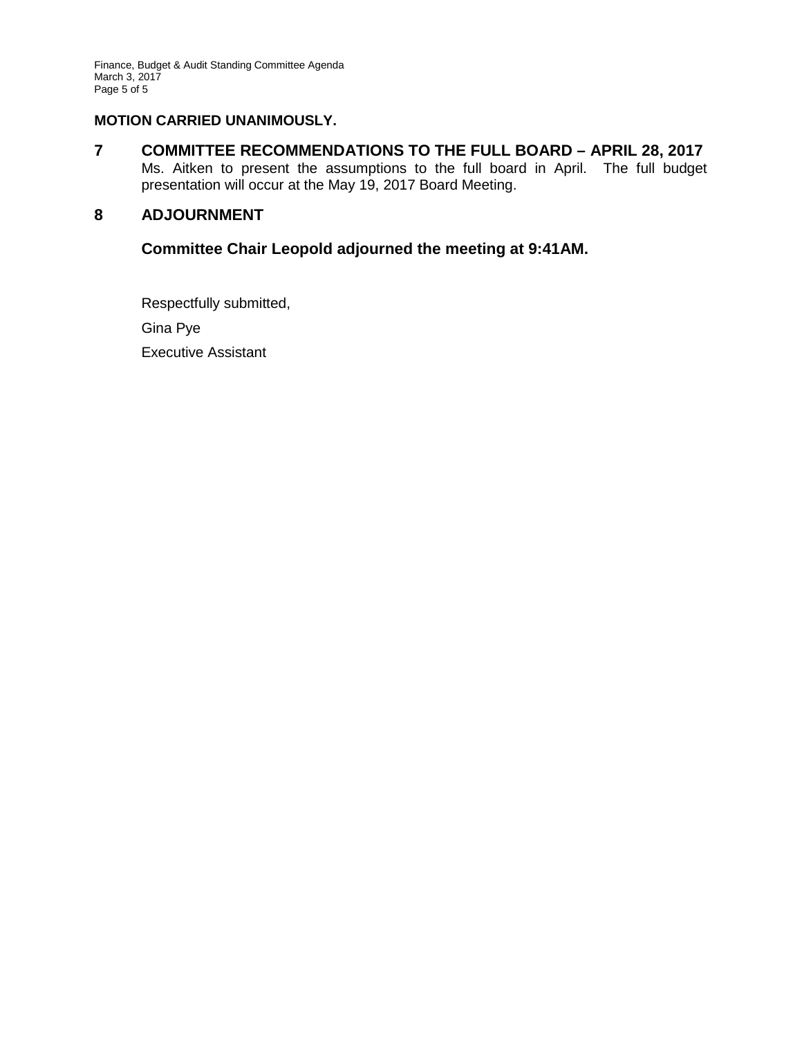**MOTION CARRIED UNANIMOUSLY.**

## 7 COMMITTEE RECOMMENDATIONS TO THE FULL BOARD – APRIL 28, 2017

Ms. Aitken to present the assumptions to the full board in April. The full budget presentation will occur at the May 19, 2017 Board Meeting.

## 8 ADJOURNMENT

**Committee Chair Leopold adjourned the meeting at 9:41AM.**

Respectfully submitted,

Gina Pye

Executive Assistant